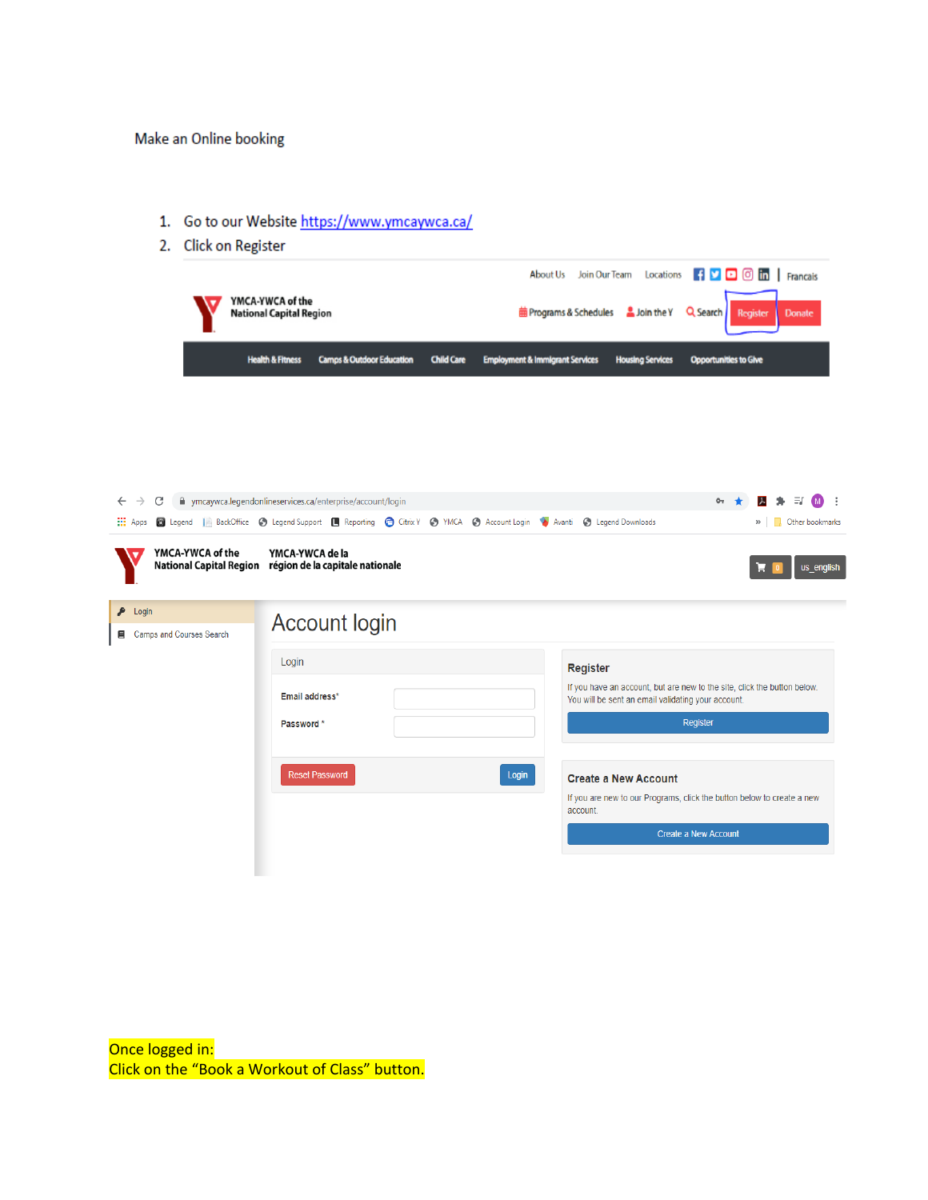Make an Online booking

1. Go to our Website [https://www.ymcaywca.ca/](https://www.ymcaywca.ca/)
2. Click on Register

About Us Join Our Team Locations Francais

YMCA-YWCA of the National Capital Region

Programs & Schedules Join the Y Search Register Donate

Health & Fitness Camps & Outdoor Education Child Care Employment & Immigrant Services Housing Services Opportunities to Give

ymcaywca.legendonlineservices.ca/enterprise/account/login

YMCA-YWCA of the National Capital Region YMCA-YWCA de la région de la capitale nationale

us_english

Login

Camps and Courses Search

Account login

Login

Email address*

Password *

Reset Password Login

Register

If you have an account, but are new to the site, click the button below. You will be sent an email validating your account.

Register

Create a New Account

If you are new to our Programs, click the button below to create a new account.

Create a New Account

Once logged in:
Click on the "Book a Workout of Class" button.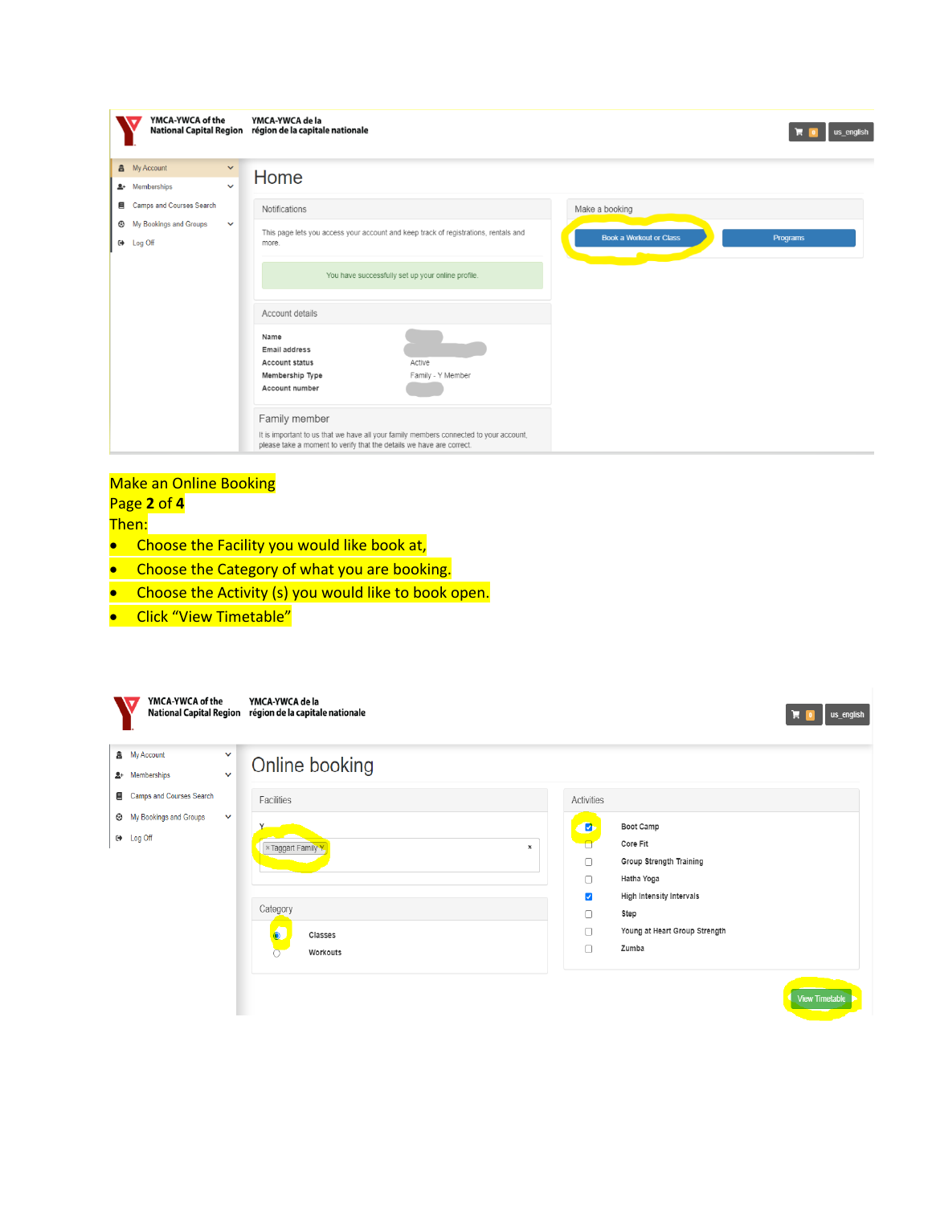YMCA-YWCA of the National Capital Region | YMCA-YWCA de la région de la capitale nationale

us_english

- My Account
- Memberships
- Camps and Courses Search
- My Bookings and Groups
- Log Off

# Home

**Notifications**

This page lets you access your account and keep track of registrations, rentals and more.

You have successfully set up your online profile.

**Account details**

| | |
|---|---|
| Name | |
| Email address | |
| Account status | Active |
| Membership Type | Family - Y Member |
| Account number | |

**Family member**

It is important to us that we have all your family members connected to your account, please take a moment to verify that the details we have are correct.

**Make a booking**

Book a Workout or Class | Programs

Make an Online Booking

Page **2** of **4**

Then:

- Choose the Facility you would like book at,
- Choose the Category of what you are booking.
- Choose the Activity (s) you would like to book open.
- Click "View Timetable"

YMCA-YWCA of the National Capital Region | YMCA-YWCA de la région de la capitale nationale

us_english

- My Account
- Memberships
- Camps and Courses Search
- My Bookings and Groups
- Log Off

# Online booking

**Facilities**

Y

× Taggart Family Y

**Category**

- (●) Classes
- ( ) Workouts

**Activities**

- [x] Boot Camp
- [ ] Core Fit
- [ ] Group Strength Training
- [ ] Hatha Yoga
- [x] High Intensity Intervals
- [ ] Step
- [ ] Young at Heart Group Strength
- [ ] Zumba

View Timetable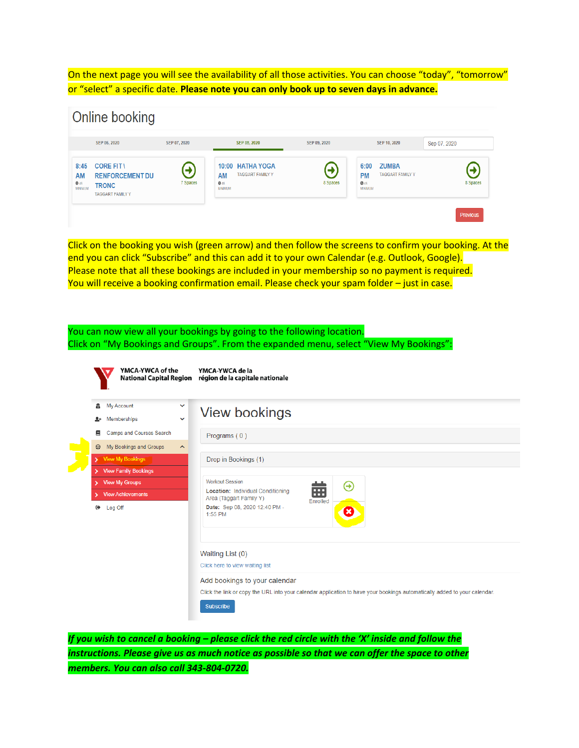On the next page you will see the availability of all those activities. You can choose "today", "tomorrow" or "select" a specific date. **Please note you can only book up to seven days in advance.**

Online booking

SEP 06, 2020 SEP 07, 2020 SEP 08, 2020 SEP 09, 2020 SEP 10, 2020 Sep 07, 2020

8:45 AM CORE FIT \ RENFORCEMENT DU TRONC TAGGART FAMILY Y 45 MINIMUM 7 Spaces

10:00 AM HATHA YOGA TAGGART FAMILY Y 45 MINIMUM 8 Spaces

6:00 PM ZUMBA TAGGART FAMILY Y 45 MINIMUM 8 Spaces

Previous

Click on the booking you wish (green arrow) and then follow the screens to confirm your booking. At the end you can click "Subscribe" and this can add it to your own Calendar (e.g. Outlook, Google).
Please note that all these bookings are included in your membership so no payment is required.
You will receive a booking confirmation email. Please check your spam folder – just in case.

You can now view all your bookings by going to the following location.
Click on "My Bookings and Groups". From the expanded menu, select "View My Bookings":

YMCA-YWCA of the National Capital Region YMCA-YWCA de la région de la capitale nationale

My Account
Memberships
Camps and Courses Search
My Bookings and Groups
View My Bookings
View Family Bookings
View My Groups
View Achievements
Log Off

View bookings

Programs ( 0 )

Drop in Bookings (1)

Workout Session
**Location:** Individual Conditioning Area (Taggart Family Y)
**Date:** Sep 08, 2020 12:40 PM - 1:55 PM
Enrolled

Waiting List (0)
Click here to view waiting list

Add bookings to your calendar
Click the link or copy the URL into your calendar application to have your bookings automatically added to your calendar.
Subscribe

***If you wish to cancel a booking – please click the red circle with the 'X' inside and follow the instructions. Please give us as much notice as possible so that we can offer the space to other members. You can also call 343-804-0720.***